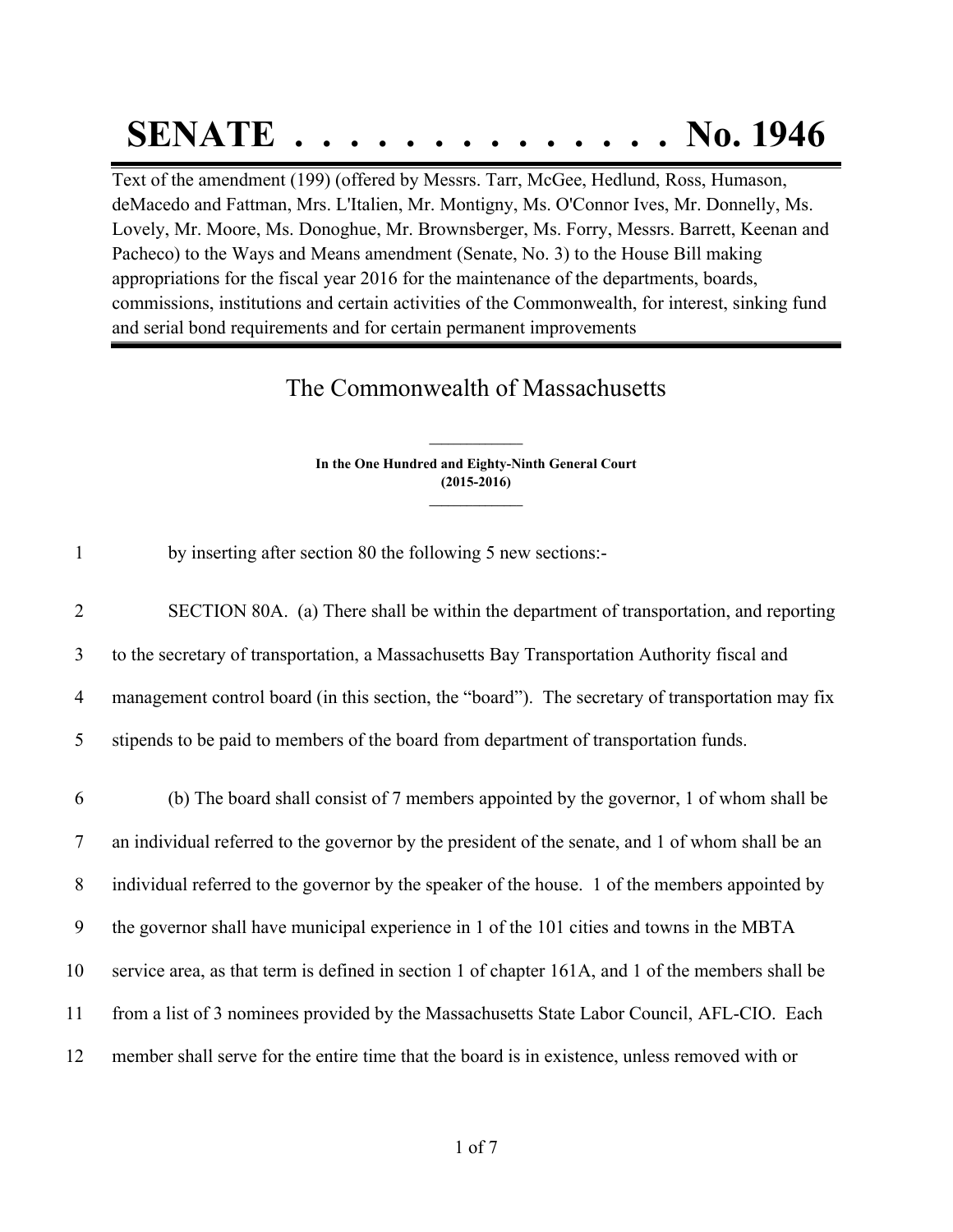# SENATE . . . . . . . . . . . . . . No. 1946

Text of the amendment (199) (offered by Messrs. Tarr, McGee, Hedlund, Ross, Humason, deMacedo and Fattman, Mrs. L'Italien, Mr. Montigny, Ms. O'Connor Ives, Mr. Donnelly, Ms. Lovely, Mr. Moore, Ms. Donoghue, Mr. Brownsberger, Ms. Forry, Messrs. Barrett, Keenan and Pacheco) to the Ways and Means amendment (Senate, No. 3) to the House Bill making appropriations for the fiscal year 2016 for the maintenance of the departments, boards, commissions, institutions and certain activities of the Commonwealth, for interest, sinking fund and serial bond requirements and for certain permanent improvements

## The Commonwealth of Massachusetts

**In the One Hundred and Eighty-Ninth General Court (2015-2016)**

1 by inserting after section 80 the following 5 new sections:-

2 SECTION 80A. (a) There shall be within the department of transportation, and reporting
3 to the secretary of transportation, a Massachusetts Bay Transportation Authority fiscal and
4 management control board (in this section, the "board"). The secretary of transportation may fix
5 stipends to be paid to members of the board from department of transportation funds.

6 (b) The board shall consist of 7 members appointed by the governor, 1 of whom shall be
7 an individual referred to the governor by the president of the senate, and 1 of whom shall be an
8 individual referred to the governor by the speaker of the house. 1 of the members appointed by
9 the governor shall have municipal experience in 1 of the 101 cities and towns in the MBTA
10 service area, as that term is defined in section 1 of chapter 161A, and 1 of the members shall be
11 from a list of 3 nominees provided by the Massachusetts State Labor Council, AFL-CIO. Each
12 member shall serve for the entire time that the board is in existence, unless removed with or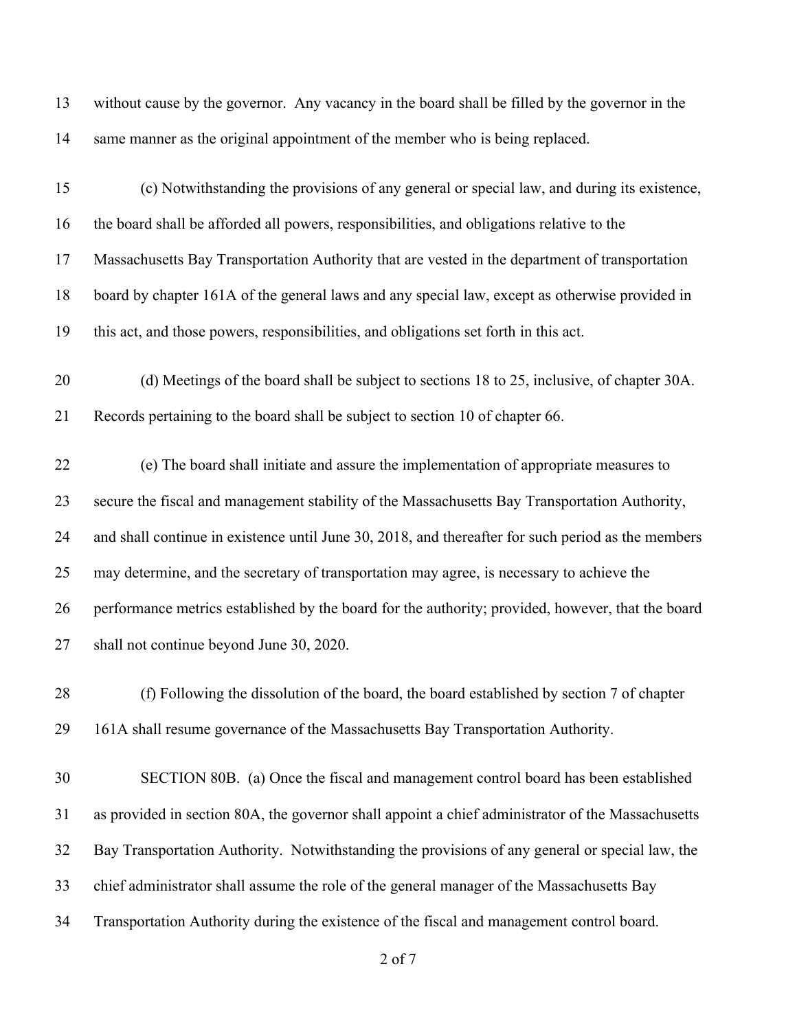without cause by the governor. Any vacancy in the board shall be filled by the governor in the same manner as the original appointment of the member who is being replaced.

(c) Notwithstanding the provisions of any general or special law, and during its existence, the board shall be afforded all powers, responsibilities, and obligations relative to the Massachusetts Bay Transportation Authority that are vested in the department of transportation board by chapter 161A of the general laws and any special law, except as otherwise provided in this act, and those powers, responsibilities, and obligations set forth in this act.

(d) Meetings of the board shall be subject to sections 18 to 25, inclusive, of chapter 30A. Records pertaining to the board shall be subject to section 10 of chapter 66.

(e) The board shall initiate and assure the implementation of appropriate measures to secure the fiscal and management stability of the Massachusetts Bay Transportation Authority, and shall continue in existence until June 30, 2018, and thereafter for such period as the members may determine, and the secretary of transportation may agree, is necessary to achieve the performance metrics established by the board for the authority; provided, however, that the board shall not continue beyond June 30, 2020.

(f) Following the dissolution of the board, the board established by section 7 of chapter 161A shall resume governance of the Massachusetts Bay Transportation Authority.

SECTION 80B. (a) Once the fiscal and management control board has been established as provided in section 80A, the governor shall appoint a chief administrator of the Massachusetts Bay Transportation Authority. Notwithstanding the provisions of any general or special law, the chief administrator shall assume the role of the general manager of the Massachusetts Bay Transportation Authority during the existence of the fiscal and management control board.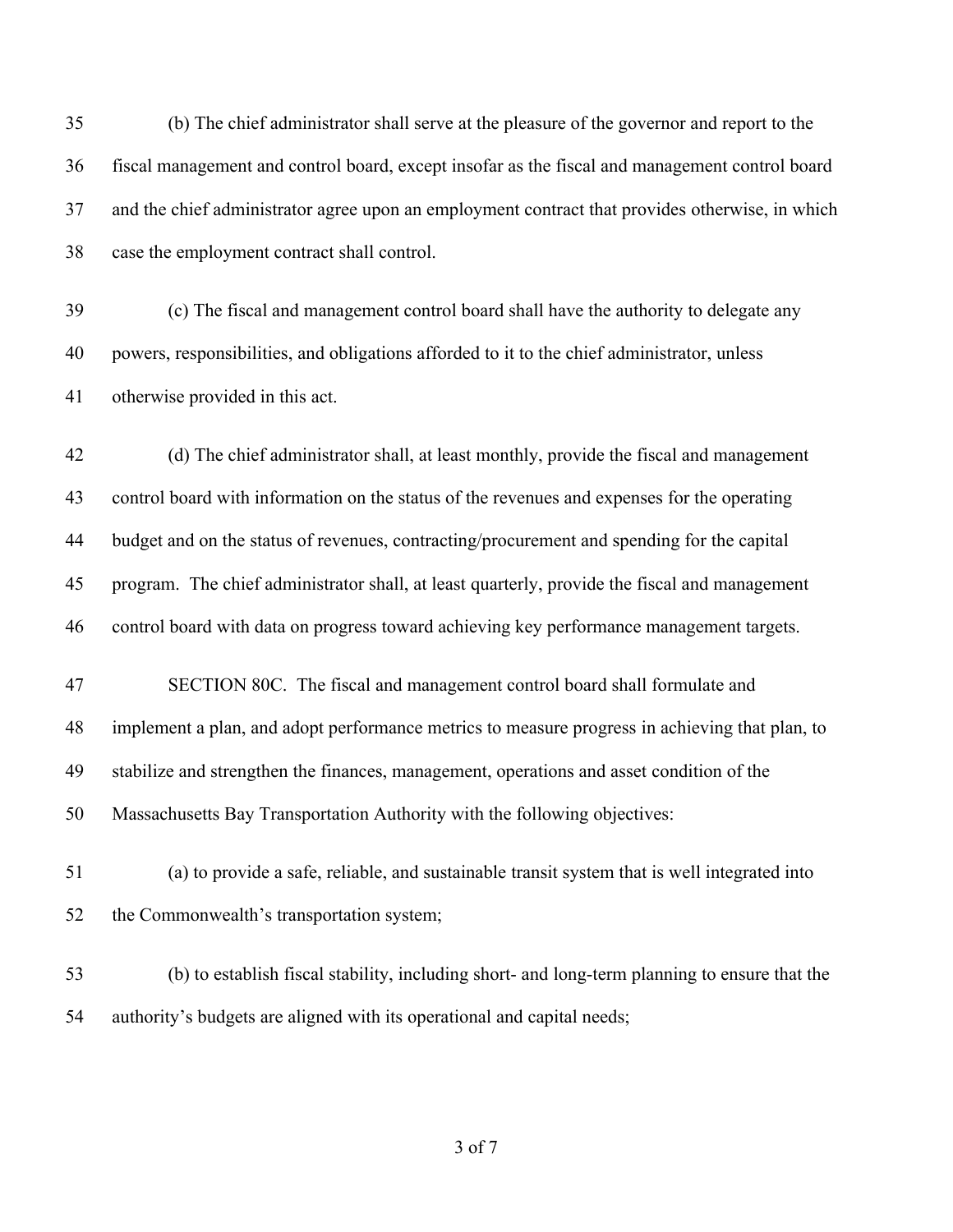(b) The chief administrator shall serve at the pleasure of the governor and report to the fiscal management and control board, except insofar as the fiscal and management control board and the chief administrator agree upon an employment contract that provides otherwise, in which case the employment contract shall control.

(c) The fiscal and management control board shall have the authority to delegate any powers, responsibilities, and obligations afforded to it to the chief administrator, unless otherwise provided in this act.

(d) The chief administrator shall, at least monthly, provide the fiscal and management control board with information on the status of the revenues and expenses for the operating budget and on the status of revenues, contracting/procurement and spending for the capital program. The chief administrator shall, at least quarterly, provide the fiscal and management control board with data on progress toward achieving key performance management targets.

SECTION 80C. The fiscal and management control board shall formulate and implement a plan, and adopt performance metrics to measure progress in achieving that plan, to stabilize and strengthen the finances, management, operations and asset condition of the Massachusetts Bay Transportation Authority with the following objectives:

(a) to provide a safe, reliable, and sustainable transit system that is well integrated into the Commonwealth's transportation system;

(b) to establish fiscal stability, including short- and long-term planning to ensure that the authority's budgets are aligned with its operational and capital needs;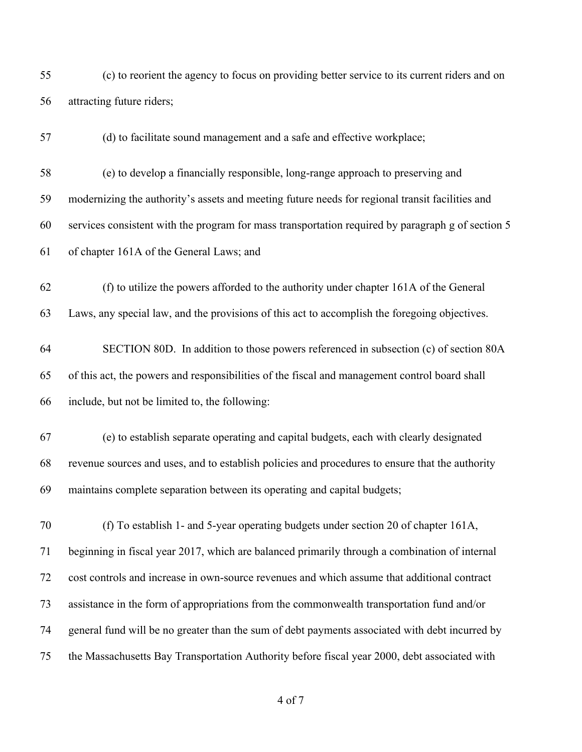(c) to reorient the agency to focus on providing better service to its current riders and on attracting future riders;

(d) to facilitate sound management and a safe and effective workplace;

(e) to develop a financially responsible, long-range approach to preserving and modernizing the authority's assets and meeting future needs for regional transit facilities and services consistent with the program for mass transportation required by paragraph g of section 5 of chapter 161A of the General Laws; and

(f) to utilize the powers afforded to the authority under chapter 161A of the General Laws, any special law, and the provisions of this act to accomplish the foregoing objectives.

SECTION 80D. In addition to those powers referenced in subsection (c) of section 80A of this act, the powers and responsibilities of the fiscal and management control board shall include, but not be limited to, the following:

(e) to establish separate operating and capital budgets, each with clearly designated revenue sources and uses, and to establish policies and procedures to ensure that the authority maintains complete separation between its operating and capital budgets;

(f) To establish 1- and 5-year operating budgets under section 20 of chapter 161A, beginning in fiscal year 2017, which are balanced primarily through a combination of internal cost controls and increase in own-source revenues and which assume that additional contract assistance in the form of appropriations from the commonwealth transportation fund and/or general fund will be no greater than the sum of debt payments associated with debt incurred by the Massachusetts Bay Transportation Authority before fiscal year 2000, debt associated with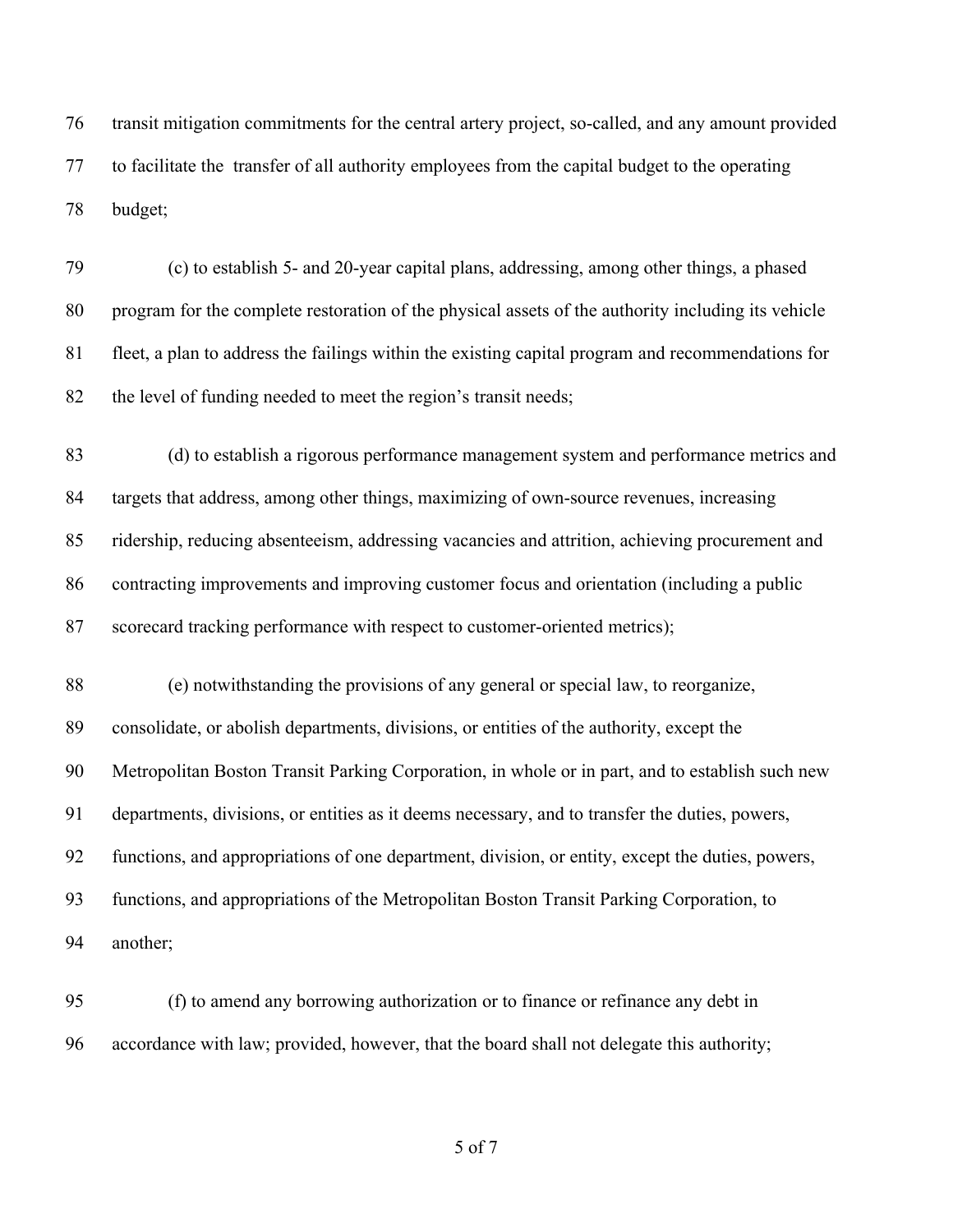76 transit mitigation commitments for the central artery project, so-called, and any amount provided
77 to facilitate the transfer of all authority employees from the capital budget to the operating
78 budget;

79 (c) to establish 5- and 20-year capital plans, addressing, among other things, a phased
80 program for the complete restoration of the physical assets of the authority including its vehicle
81 fleet, a plan to address the failings within the existing capital program and recommendations for
82 the level of funding needed to meet the region's transit needs;

83 (d) to establish a rigorous performance management system and performance metrics and
84 targets that address, among other things, maximizing of own-source revenues, increasing
85 ridership, reducing absenteeism, addressing vacancies and attrition, achieving procurement and
86 contracting improvements and improving customer focus and orientation (including a public
87 scorecard tracking performance with respect to customer-oriented metrics);

88 (e) notwithstanding the provisions of any general or special law, to reorganize,
89 consolidate, or abolish departments, divisions, or entities of the authority, except the
90 Metropolitan Boston Transit Parking Corporation, in whole or in part, and to establish such new
91 departments, divisions, or entities as it deems necessary, and to transfer the duties, powers,
92 functions, and appropriations of one department, division, or entity, except the duties, powers,
93 functions, and appropriations of the Metropolitan Boston Transit Parking Corporation, to
94 another;

95 (f) to amend any borrowing authorization or to finance or refinance any debt in
96 accordance with law; provided, however, that the board shall not delegate this authority;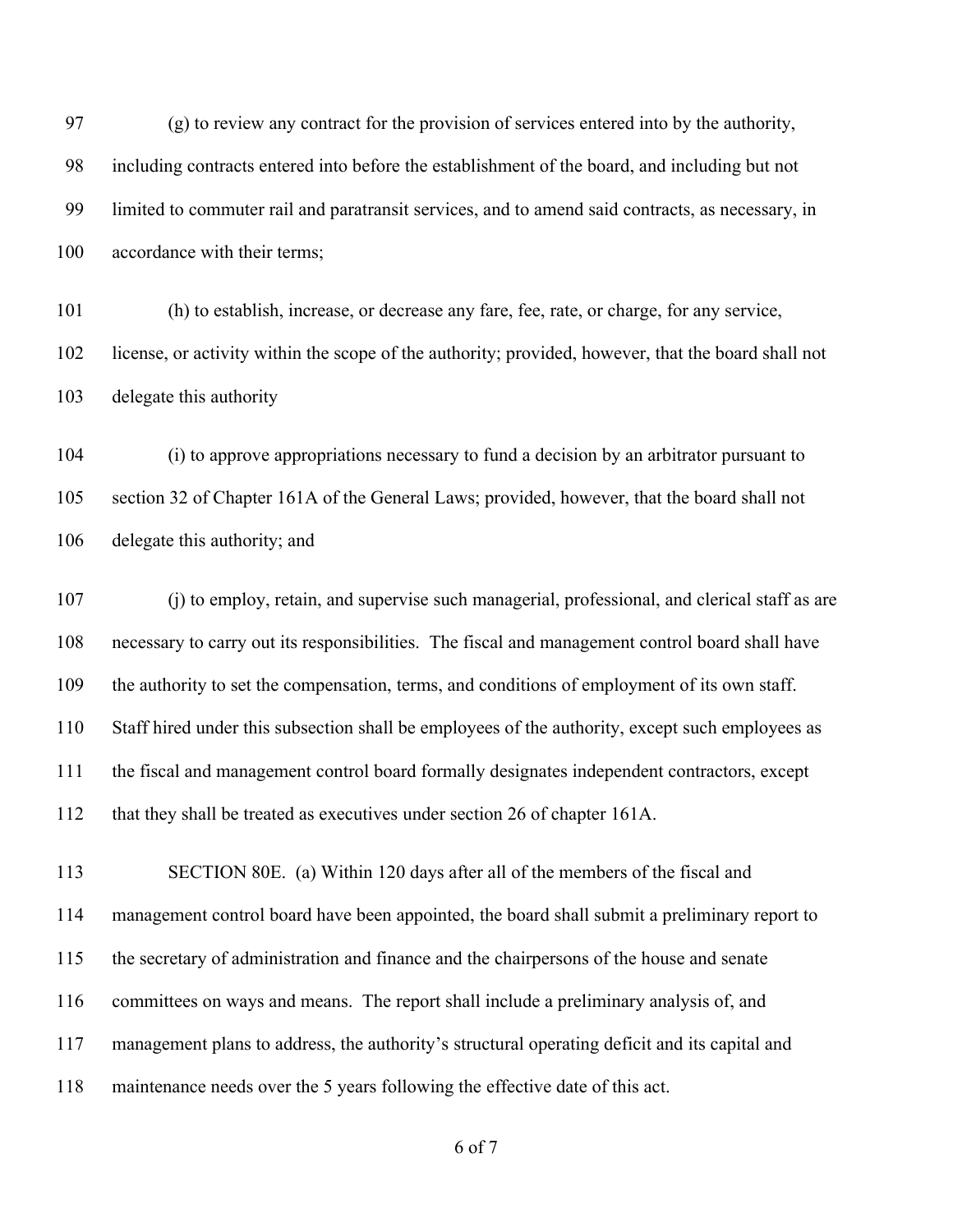(g) to review any contract for the provision of services entered into by the authority, including contracts entered into before the establishment of the board, and including but not limited to commuter rail and paratransit services, and to amend said contracts, as necessary, in accordance with their terms;

(h) to establish, increase, or decrease any fare, fee, rate, or charge, for any service, license, or activity within the scope of the authority; provided, however, that the board shall not delegate this authority

(i) to approve appropriations necessary to fund a decision by an arbitrator pursuant to section 32 of Chapter 161A of the General Laws; provided, however, that the board shall not delegate this authority; and

(j) to employ, retain, and supervise such managerial, professional, and clerical staff as are necessary to carry out its responsibilities. The fiscal and management control board shall have the authority to set the compensation, terms, and conditions of employment of its own staff. Staff hired under this subsection shall be employees of the authority, except such employees as the fiscal and management control board formally designates independent contractors, except that they shall be treated as executives under section 26 of chapter 161A.

SECTION 80E. (a) Within 120 days after all of the members of the fiscal and management control board have been appointed, the board shall submit a preliminary report to the secretary of administration and finance and the chairpersons of the house and senate committees on ways and means. The report shall include a preliminary analysis of, and management plans to address, the authority's structural operating deficit and its capital and maintenance needs over the 5 years following the effective date of this act.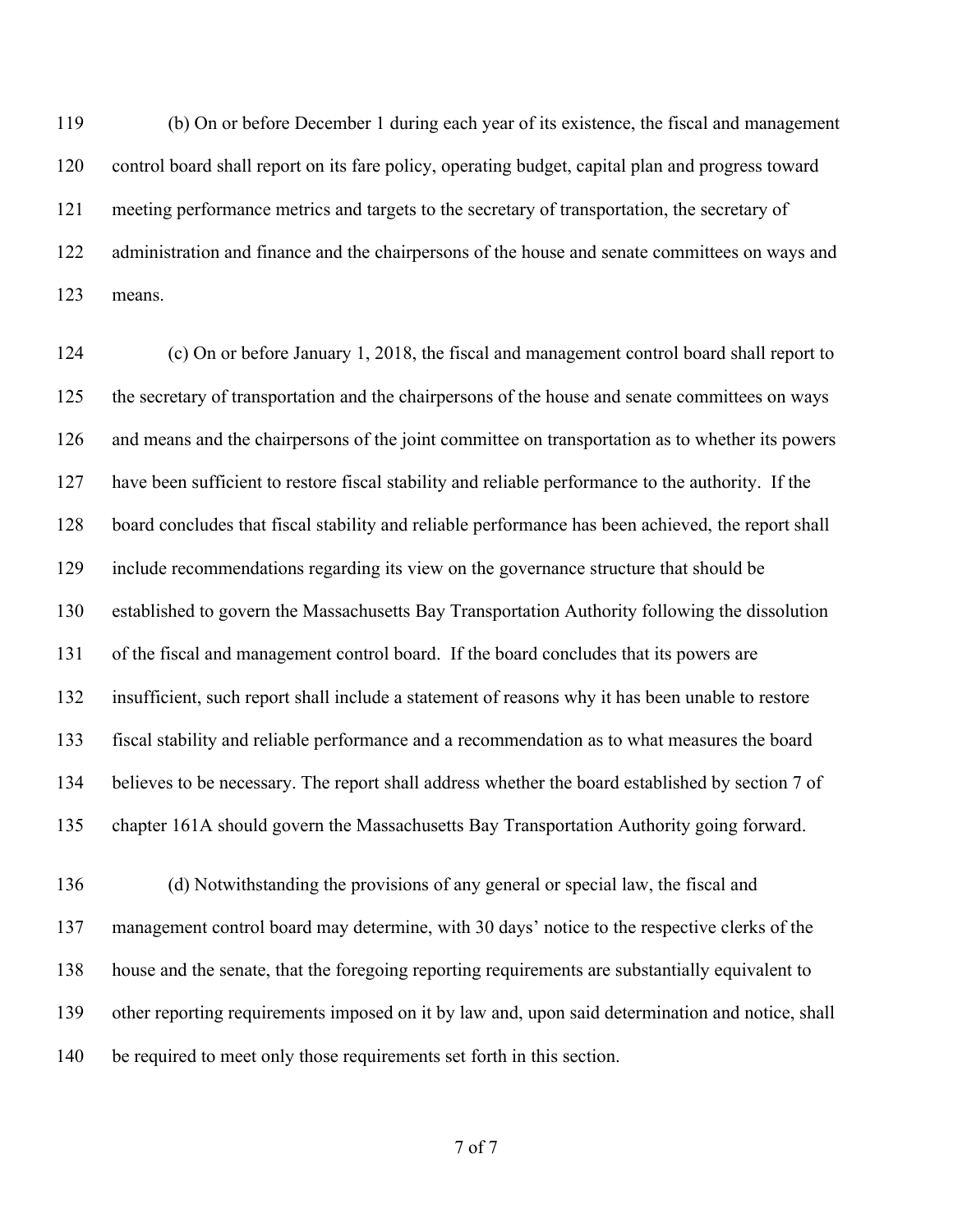(b) On or before December 1 during each year of its existence, the fiscal and management control board shall report on its fare policy, operating budget, capital plan and progress toward meeting performance metrics and targets to the secretary of transportation, the secretary of administration and finance and the chairpersons of the house and senate committees on ways and means.

(c) On or before January 1, 2018, the fiscal and management control board shall report to the secretary of transportation and the chairpersons of the house and senate committees on ways and means and the chairpersons of the joint committee on transportation as to whether its powers have been sufficient to restore fiscal stability and reliable performance to the authority. If the board concludes that fiscal stability and reliable performance has been achieved, the report shall include recommendations regarding its view on the governance structure that should be established to govern the Massachusetts Bay Transportation Authority following the dissolution of the fiscal and management control board. If the board concludes that its powers are insufficient, such report shall include a statement of reasons why it has been unable to restore fiscal stability and reliable performance and a recommendation as to what measures the board believes to be necessary. The report shall address whether the board established by section 7 of chapter 161A should govern the Massachusetts Bay Transportation Authority going forward.

(d) Notwithstanding the provisions of any general or special law, the fiscal and management control board may determine, with 30 days' notice to the respective clerks of the house and the senate, that the foregoing reporting requirements are substantially equivalent to other reporting requirements imposed on it by law and, upon said determination and notice, shall be required to meet only those requirements set forth in this section.